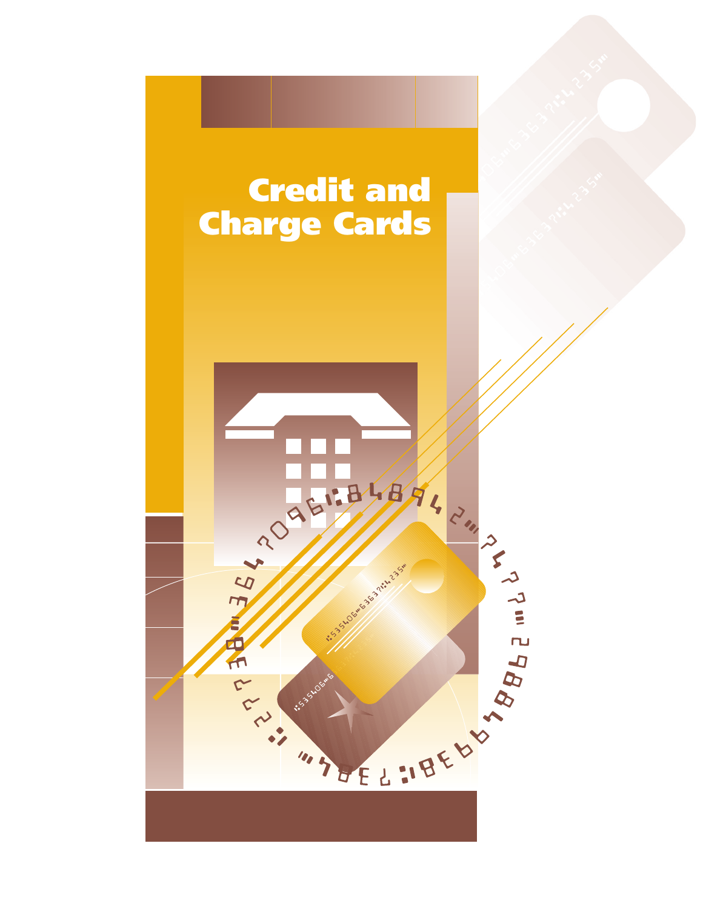# Credit and Charge Cards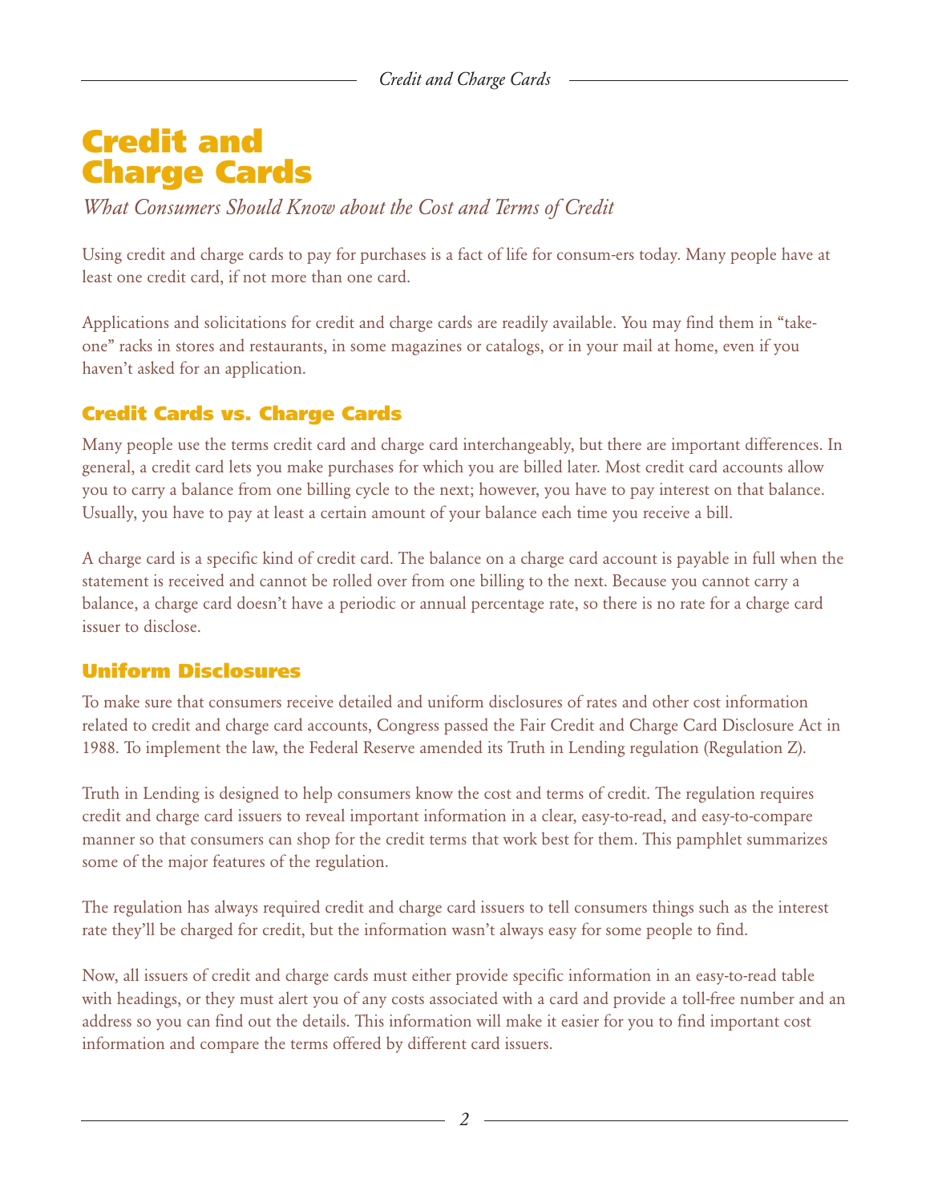# Credit and Charge Cards

*What Consumers Should Know about the Cost and Terms of Credit*

Using credit and charge cards to pay for purchases is a fact of life for consum-ers today. Many people have at least one credit card, if not more than one card.

Applications and solicitations for credit and charge cards are readily available. You may find them in "take-one" racks in stores and restaurants, in some magazines or catalogs, or in your mail at home, even if you haven't asked for an application.

## Credit Cards vs. Charge Cards

Many people use the terms credit card and charge card interchangeably, but there are important differences. In general, a credit card lets you make purchases for which you are billed later. Most credit card accounts allow you to carry a balance from one billing cycle to the next; however, you have to pay interest on that balance. Usually, you have to pay at least a certain amount of your balance each time you receive a bill.

A charge card is a specific kind of credit card. The balance on a charge card account is payable in full when the statement is received and cannot be rolled over from one billing to the next. Because you cannot carry a balance, a charge card doesn't have a periodic or annual percentage rate, so there is no rate for a charge card issuer to disclose.

## Uniform Disclosures

To make sure that consumers receive detailed and uniform disclosures of rates and other cost information related to credit and charge card accounts, Congress passed the Fair Credit and Charge Card Disclosure Act in 1988. To implement the law, the Federal Reserve amended its Truth in Lending regulation (Regulation Z).

Truth in Lending is designed to help consumers know the cost and terms of credit. The regulation requires credit and charge card issuers to reveal important information in a clear, easy-to-read, and easy-to-compare manner so that consumers can shop for the credit terms that work best for them. This pamphlet summarizes some of the major features of the regulation.

The regulation has always required credit and charge card issuers to tell consumers things such as the interest rate they'll be charged for credit, but the information wasn't always easy for some people to find.

Now, all issuers of credit and charge cards must either provide specific information in an easy-to-read table with headings, or they must alert you of any costs associated with a card and provide a toll-free number and an address so you can find out the details. This information will make it easier for you to find important cost information and compare the terms offered by different card issuers.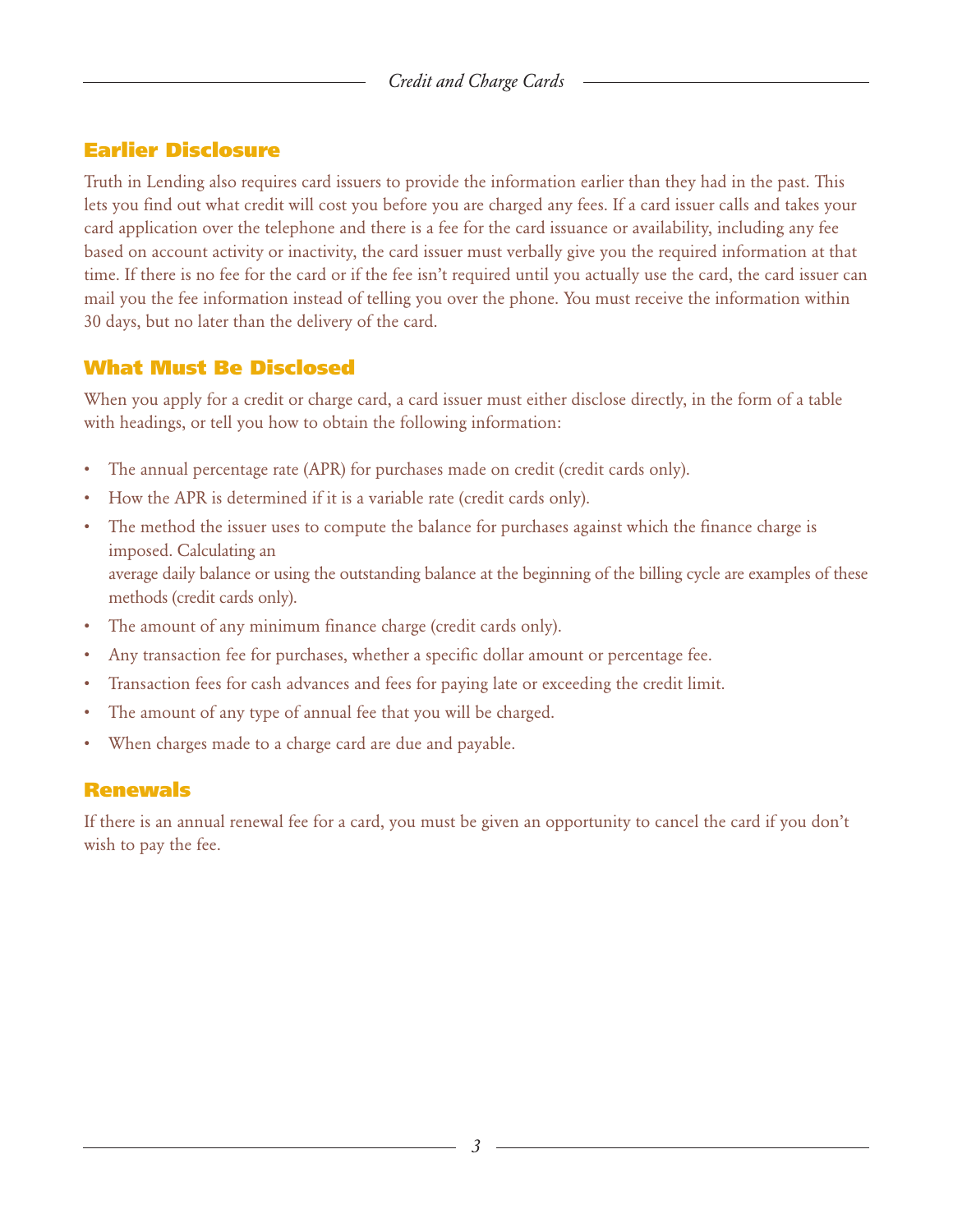## Earlier Disclosure

Truth in Lending also requires card issuers to provide the information earlier than they had in the past. This lets you find out what credit will cost you before you are charged any fees. If a card issuer calls and takes your card application over the telephone and there is a fee for the card issuance or availability, including any fee based on account activity or inactivity, the card issuer must verbally give you the required information at that time. If there is no fee for the card or if the fee isn't required until you actually use the card, the card issuer can mail you the fee information instead of telling you over the phone. You must receive the information within 30 days, but no later than the delivery of the card.

## What Must Be Disclosed

When you apply for a credit or charge card, a card issuer must either disclose directly, in the form of a table with headings, or tell you how to obtain the following information:

- The annual percentage rate (APR) for purchases made on credit (credit cards only).
- How the APR is determined if it is a variable rate (credit cards only).
- The method the issuer uses to compute the balance for purchases against which the finance charge is imposed. Calculating an average daily balance or using the outstanding balance at the beginning of the billing cycle are examples of these methods (credit cards only).
- The amount of any minimum finance charge (credit cards only).
- Any transaction fee for purchases, whether a specific dollar amount or percentage fee.
- Transaction fees for cash advances and fees for paying late or exceeding the credit limit.
- The amount of any type of annual fee that you will be charged.
- When charges made to a charge card are due and payable.

## Renewals

If there is an annual renewal fee for a card, you must be given an opportunity to cancel the card if you don't wish to pay the fee.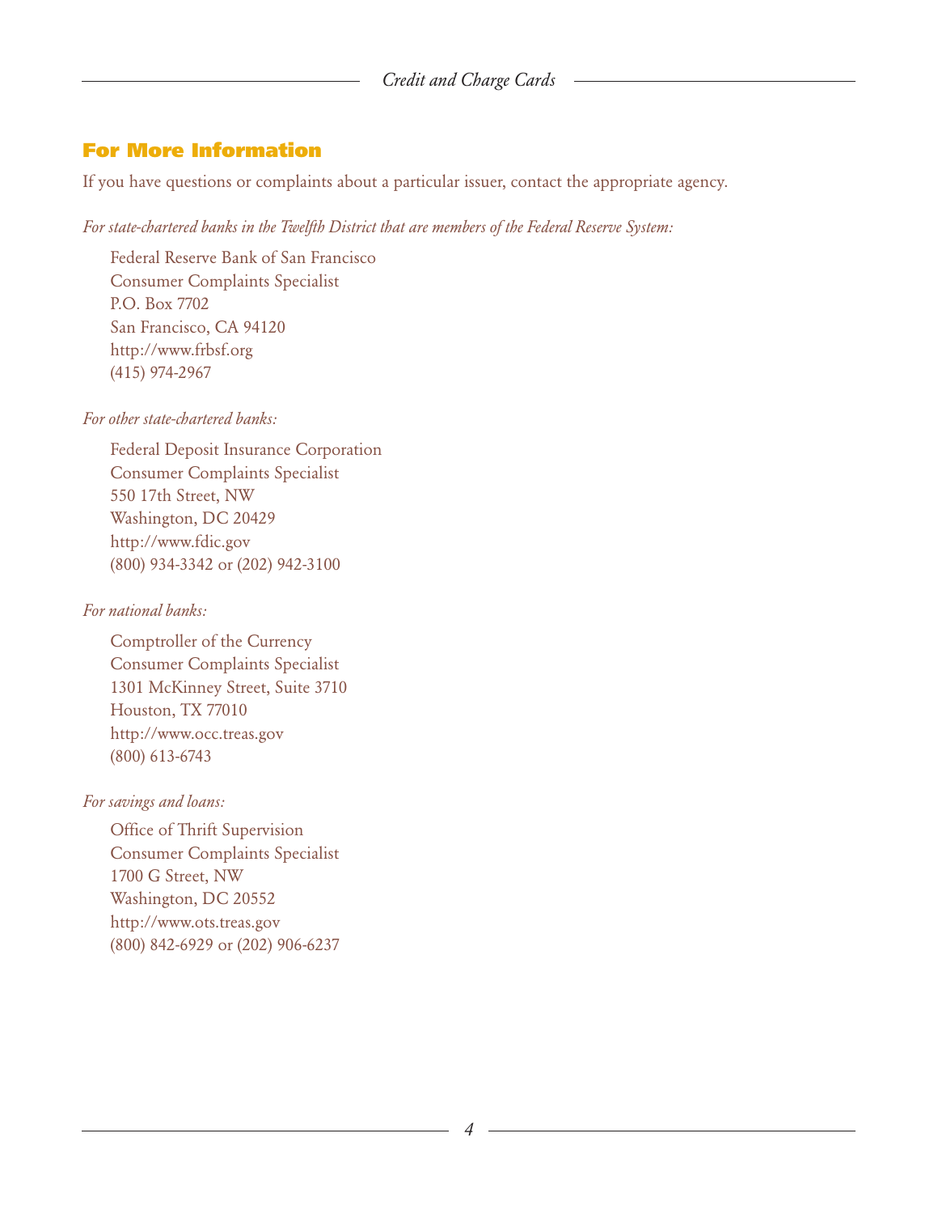## For More Information

If you have questions or complaints about a particular issuer, contact the appropriate agency.

*For state-chartered banks in the Twelfth District that are members of the Federal Reserve System:*

Federal Reserve Bank of San Francisco
Consumer Complaints Specialist
P.O. Box 7702
San Francisco, CA 94120
http://www.frbsf.org
(415) 974-2967

*For other state-chartered banks:*

Federal Deposit Insurance Corporation
Consumer Complaints Specialist
550 17th Street, NW
Washington, DC 20429
http://www.fdic.gov
(800) 934-3342 or (202) 942-3100

*For national banks:*

Comptroller of the Currency
Consumer Complaints Specialist
1301 McKinney Street, Suite 3710
Houston, TX 77010
http://www.occ.treas.gov
(800) 613-6743

*For savings and loans:*

Office of Thrift Supervision
Consumer Complaints Specialist
1700 G Street, NW
Washington, DC 20552
http://www.ots.treas.gov
(800) 842-6929 or (202) 906-6237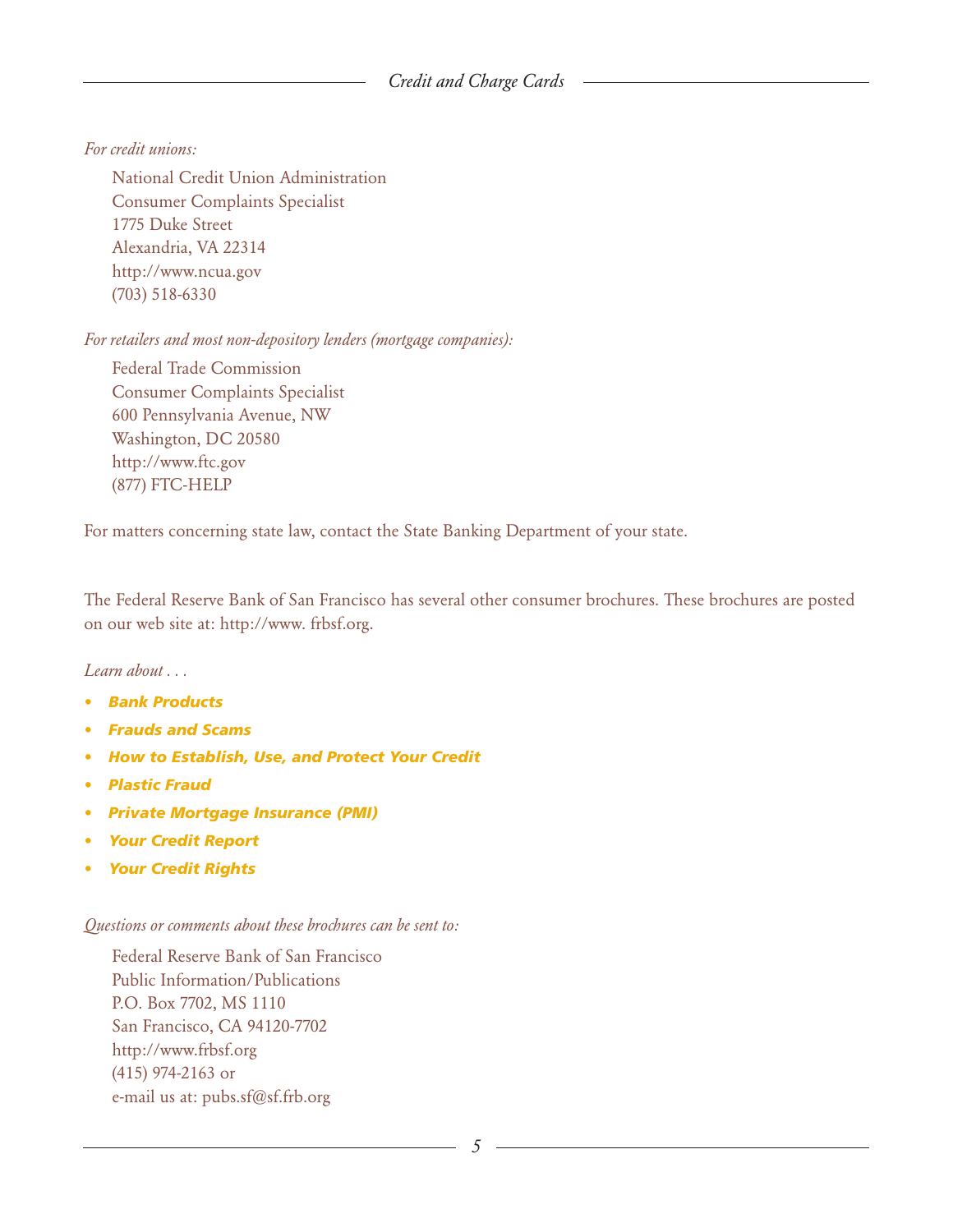*For credit unions:*

National Credit Union Administration
Consumer Complaints Specialist
1775 Duke Street
Alexandria, VA 22314
http://www.ncua.gov
(703) 518-6330

*For retailers and most non-depository lenders (mortgage companies):*

Federal Trade Commission
Consumer Complaints Specialist
600 Pennsylvania Avenue, NW
Washington, DC 20580
http://www.ftc.gov
(877) FTC-HELP

For matters concerning state law, contact the State Banking Department of your state.

The Federal Reserve Bank of San Francisco has several other consumer brochures. These brochures are posted on our web site at: http://www. frbsf.org.

*Learn about . . .*

- ***Bank Products***
- ***Frauds and Scams***
- ***How to Establish, Use, and Protect Your Credit***
- ***Plastic Fraud***
- ***Private Mortgage Insurance (PMI)***
- ***Your Credit Report***
- ***Your Credit Rights***

*Questions or comments about these brochures can be sent to:*

Federal Reserve Bank of San Francisco
Public Information/Publications
P.O. Box 7702, MS 1110
San Francisco, CA 94120-7702
http://www.frbsf.org
(415) 974-2163 or
e-mail us at: pubs.sf@sf.frb.org